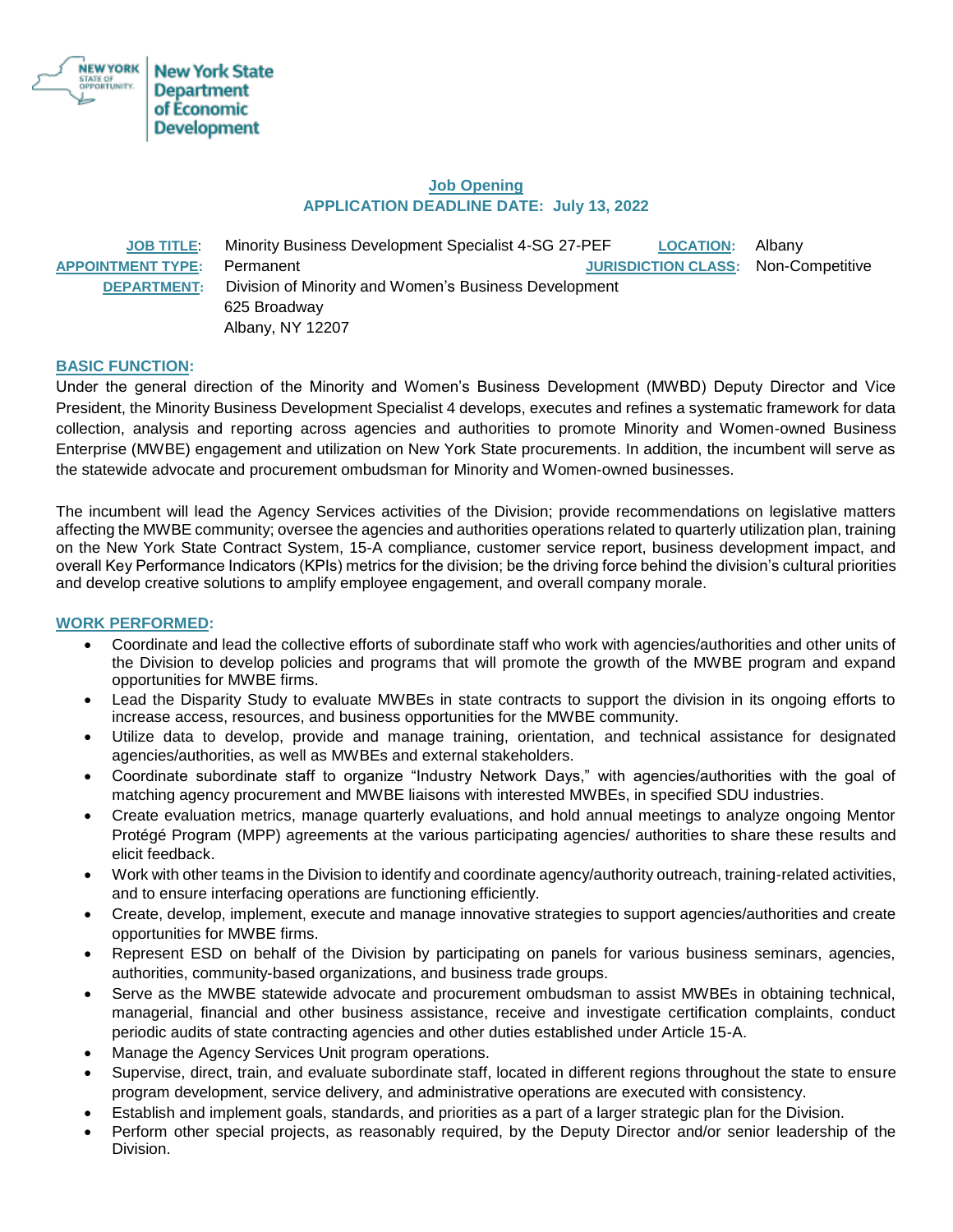New York State Department of Economic Development

**Job Opening**
**APPLICATION DEADLINE DATE: July 13, 2022**

**JOB TITLE**: Minority Business Development Specialist 4-SG 27-PEF
**LOCATION**: Albany
**APPOINTMENT TYPE**: Permanent
**JURISDICTION CLASS**: Non-Competitive
**DEPARTMENT**: Division of Minority and Women's Business Development
625 Broadway
Albany, NY 12207

## BASIC FUNCTION:

Under the general direction of the Minority and Women's Business Development (MWBD) Deputy Director and Vice President, the Minority Business Development Specialist 4 develops, executes and refines a systematic framework for data collection, analysis and reporting across agencies and authorities to promote Minority and Women-owned Business Enterprise (MWBE) engagement and utilization on New York State procurements. In addition, the incumbent will serve as the statewide advocate and procurement ombudsman for Minority and Women-owned businesses.

The incumbent will lead the Agency Services activities of the Division; provide recommendations on legislative matters affecting the MWBE community; oversee the agencies and authorities operations related to quarterly utilization plan, training on the New York State Contract System, 15-A compliance, customer service report, business development impact, and overall Key Performance Indicators (KPIs) metrics for the division; be the driving force behind the division's cultural priorities and develop creative solutions to amplify employee engagement, and overall company morale.

## WORK PERFORMED:

- Coordinate and lead the collective efforts of subordinate staff who work with agencies/authorities and other units of the Division to develop policies and programs that will promote the growth of the MWBE program and expand opportunities for MWBE firms.
- Lead the Disparity Study to evaluate MWBEs in state contracts to support the division in its ongoing efforts to increase access, resources, and business opportunities for the MWBE community.
- Utilize data to develop, provide and manage training, orientation, and technical assistance for designated agencies/authorities, as well as MWBEs and external stakeholders.
- Coordinate subordinate staff to organize "Industry Network Days," with agencies/authorities with the goal of matching agency procurement and MWBE liaisons with interested MWBEs, in specified SDU industries.
- Create evaluation metrics, manage quarterly evaluations, and hold annual meetings to analyze ongoing Mentor Protégé Program (MPP) agreements at the various participating agencies/ authorities to share these results and elicit feedback.
- Work with other teams in the Division to identify and coordinate agency/authority outreach, training-related activities, and to ensure interfacing operations are functioning efficiently.
- Create, develop, implement, execute and manage innovative strategies to support agencies/authorities and create opportunities for MWBE firms.
- Represent ESD on behalf of the Division by participating on panels for various business seminars, agencies, authorities, community-based organizations, and business trade groups.
- Serve as the MWBE statewide advocate and procurement ombudsman to assist MWBEs in obtaining technical, managerial, financial and other business assistance, receive and investigate certification complaints, conduct periodic audits of state contracting agencies and other duties established under Article 15-A.
- Manage the Agency Services Unit program operations.
- Supervise, direct, train, and evaluate subordinate staff, located in different regions throughout the state to ensure program development, service delivery, and administrative operations are executed with consistency.
- Establish and implement goals, standards, and priorities as a part of a larger strategic plan for the Division.
- Perform other special projects, as reasonably required, by the Deputy Director and/or senior leadership of the Division.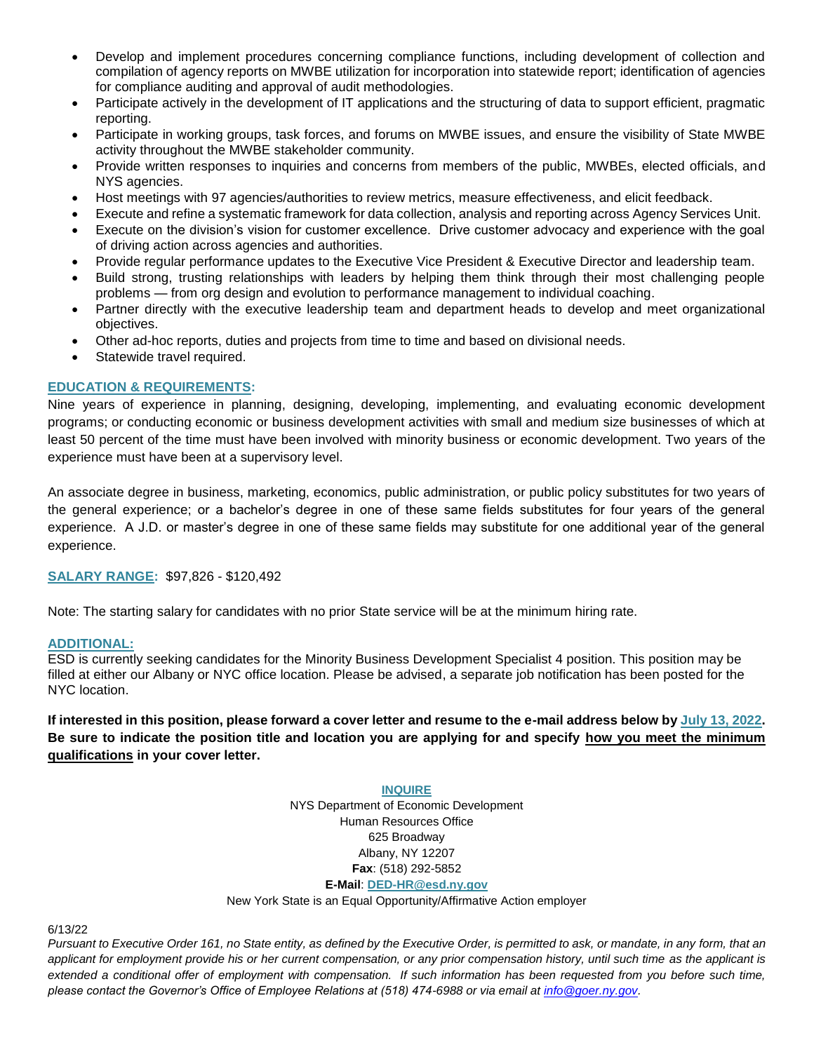- Develop and implement procedures concerning compliance functions, including development of collection and compilation of agency reports on MWBE utilization for incorporation into statewide report; identification of agencies for compliance auditing and approval of audit methodologies.
- Participate actively in the development of IT applications and the structuring of data to support efficient, pragmatic reporting.
- Participate in working groups, task forces, and forums on MWBE issues, and ensure the visibility of State MWBE activity throughout the MWBE stakeholder community.
- Provide written responses to inquiries and concerns from members of the public, MWBEs, elected officials, and NYS agencies.
- Host meetings with 97 agencies/authorities to review metrics, measure effectiveness, and elicit feedback.
- Execute and refine a systematic framework for data collection, analysis and reporting across Agency Services Unit.
- Execute on the division's vision for customer excellence. Drive customer advocacy and experience with the goal of driving action across agencies and authorities.
- Provide regular performance updates to the Executive Vice President & Executive Director and leadership team.
- Build strong, trusting relationships with leaders by helping them think through their most challenging people problems — from org design and evolution to performance management to individual coaching.
- Partner directly with the executive leadership team and department heads to develop and meet organizational objectives.
- Other ad-hoc reports, duties and projects from time to time and based on divisional needs.
- Statewide travel required.

**EDUCATION & REQUIREMENTS:**

Nine years of experience in planning, designing, developing, implementing, and evaluating economic development programs; or conducting economic or business development activities with small and medium size businesses of which at least 50 percent of the time must have been involved with minority business or economic development. Two years of the experience must have been at a supervisory level.

An associate degree in business, marketing, economics, public administration, or public policy substitutes for two years of the general experience; or a bachelor's degree in one of these same fields substitutes for four years of the general experience. A J.D. or master's degree in one of these same fields may substitute for one additional year of the general experience.

**SALARY RANGE:** $97,826 - $120,492

Note: The starting salary for candidates with no prior State service will be at the minimum hiring rate.

**ADDITIONAL:**

ESD is currently seeking candidates for the Minority Business Development Specialist 4 position. This position may be filled at either our Albany or NYC office location. Please be advised, a separate job notification has been posted for the NYC location.

**If interested in this position, please forward a cover letter and resume to the e-mail address below by July 13, 2022. Be sure to indicate the position title and location you are applying for and specify how you meet the minimum qualifications in your cover letter.**

**INQUIRE**

NYS Department of Economic Development
Human Resources Office
625 Broadway
Albany, NY 12207
**Fax**: (518) 292-5852
**E-Mail**: **DED-HR@esd.ny.gov**
New York State is an Equal Opportunity/Affirmative Action employer

6/13/22

*Pursuant to Executive Order 161, no State entity, as defined by the Executive Order, is permitted to ask, or mandate, in any form, that an applicant for employment provide his or her current compensation, or any prior compensation history, until such time as the applicant is extended a conditional offer of employment with compensation. If such information has been requested from you before such time, please contact the Governor's Office of Employee Relations at (518) 474-6988 or via email at info@goer.ny.gov.*